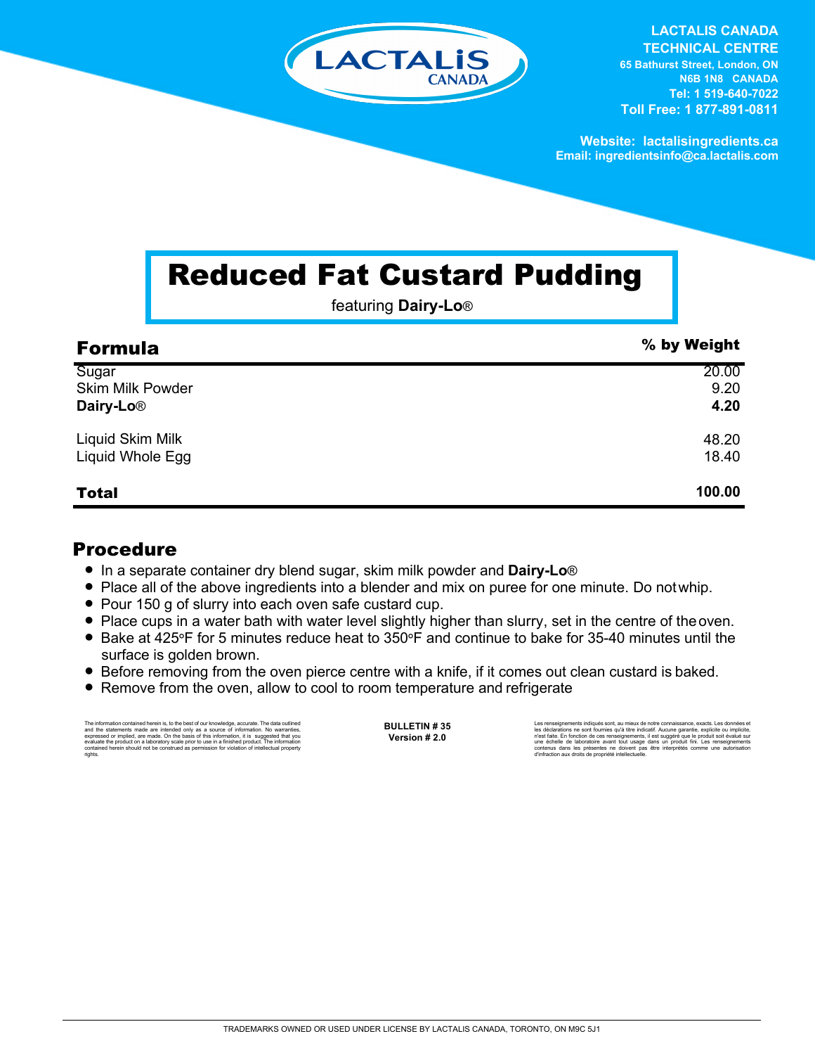LACTALIS CANADA

**LACTALIS CANADA TECHNICAL CENTRE**
65 Bathurst Street, London, ON
N6B 1N8 CANADA
Tel: 1 519-640-7022
Toll Free: 1 877-891-0811

Website: lactalisingredients.ca
Email: ingredientsinfo@ca.lactalis.com

# Reduced Fat Custard Pudding

featuring **Dairy-Lo**®

| Formula | % by Weight |
|---|---|
| Sugar | 20.00 |
| Skim Milk Powder | 9.20 |
| **Dairy-Lo**® | **4.20** |
| Liquid Skim Milk | 48.20 |
| Liquid Whole Egg | 18.40 |
| **Total** | **100.00** |

## Procedure

- In a separate container dry blend sugar, skim milk powder and **Dairy-Lo**®
- Place all of the above ingredients into a blender and mix on puree for one minute. Do not whip.
- Pour 150 g of slurry into each oven safe custard cup.
- Place cups in a water bath with water level slightly higher than slurry, set in the centre of the oven.
- Bake at 425°F for 5 minutes reduce heat to 350°F and continue to bake for 35-40 minutes until the surface is golden brown.
- Before removing from the oven pierce centre with a knife, if it comes out clean custard is baked.
- Remove from the oven, allow to cool to room temperature and refrigerate

The information contained herein is, to the best of our knowledge, accurate. The data outlined and the statements made are intended only as a source of information. No warranties, expressed or implied, are made. On the basis of this information, it is suggested that you evaluate the product on a laboratory scale prior to use in a finished product. The information contained herein should not be construed as permission for violation of intellectual property rights.

**BULLETIN # 35**
**Version # 2.0**

Les renseignements indiqués sont, au mieux de notre connaissance, exacts. Les données et les déclarations ne sont fournies qu'à titre indicatif. Aucune garantie, explicite ou implicite, n'est faite. En fonction de ces renseignements, il est suggéré que le produit soit évalué sur une échelle de laboratoire avant tout usage dans un produit fini. Les renseignements contenus dans les présentes ne doivent pas être interprétés comme une autorisation d'infraction aux droits de propriété intellectuelle.

TRADEMARKS OWNED OR USED UNDER LICENSE BY LACTALIS CANADA, TORONTO, ON M9C 5J1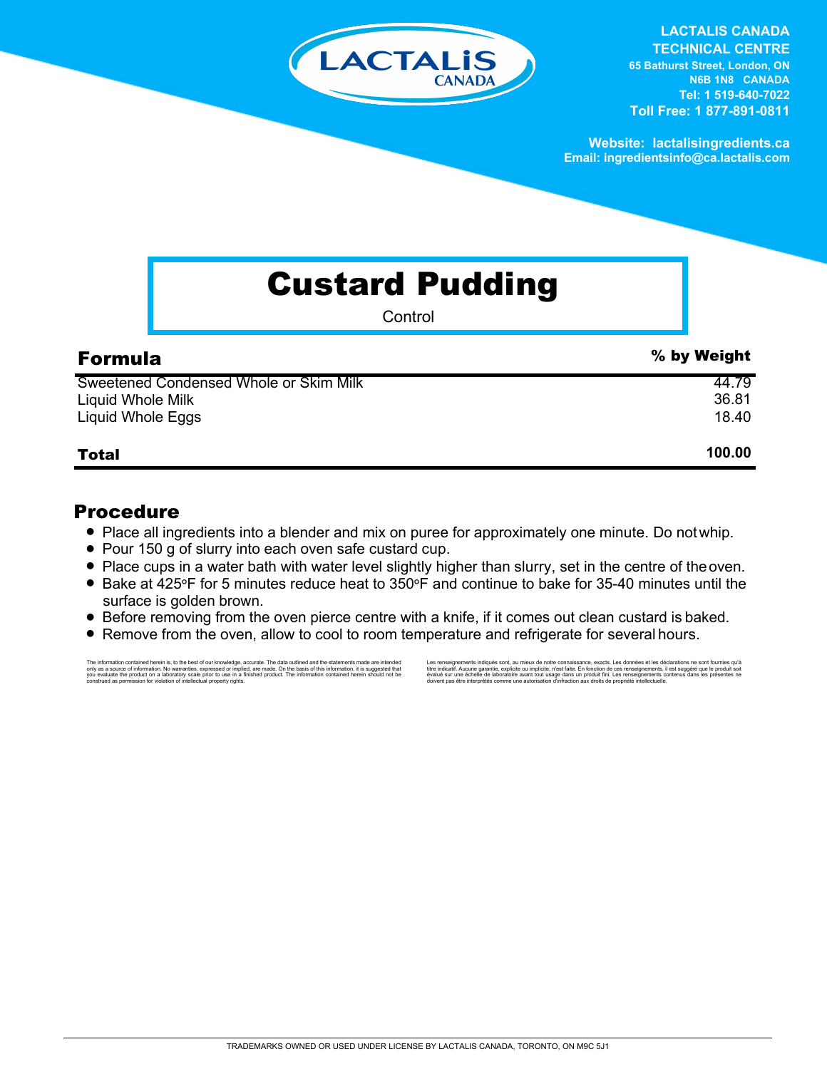LACTALIS CANADA
TECHNICAL CENTRE
65 Bathurst Street, London, ON
N6B 1N8 CANADA
Tel: 1 519-640-7022
Toll Free: 1 877-891-0811

Website: lactalisingredients.ca
Email: ingredientsinfo@ca.lactalis.com

# Custard Pudding

Control

## Formula

| Formula | % by Weight |
|---|---|
| Sweetened Condensed Whole or Skim Milk | 44.79 |
| Liquid Whole Milk | 36.81 |
| Liquid Whole Eggs | 18.40 |
| **Total** | **100.00** |

## Procedure

- Place all ingredients into a blender and mix on puree for approximately one minute. Do not whip.
- Pour 150 g of slurry into each oven safe custard cup.
- Place cups in a water bath with water level slightly higher than slurry, set in the centre of the oven.
- Bake at 425°F for 5 minutes reduce heat to 350°F and continue to bake for 35-40 minutes until the surface is golden brown.
- Before removing from the oven pierce centre with a knife, if it comes out clean custard is baked.
- Remove from the oven, allow to cool to room temperature and refrigerate for several hours.

The information contained herein is, to the best of our knowledge, accurate. The data outlined and the statements made are intended only as a source of information. No warranties, expressed or implied, are made. On the basis of this information, it is suggested that you evaluate the product on a laboratory scale prior to use in a finished product. The information contained herein should not be construed as permission for violation of intellectual property rights.

Les renseignements indiqués sont, au mieux de notre connaissance, exacts. Les données et les déclarations ne sont fournies qu'à titre indicatif. Aucune garantie, explicite ou implicite, n'est faite. En fonction de ces renseignements, il est suggéré que le produit soit évalué sur une échelle de laboratoire avant tout usage dans un produit fini. Les renseignements contenus dans les présentes ne doivent pas être interprétés comme une autorisation d'infraction aux droits de propriété intellectuelle.

TRADEMARKS OWNED OR USED UNDER LICENSE BY LACTALIS CANADA, TORONTO, ON M9C 5J1